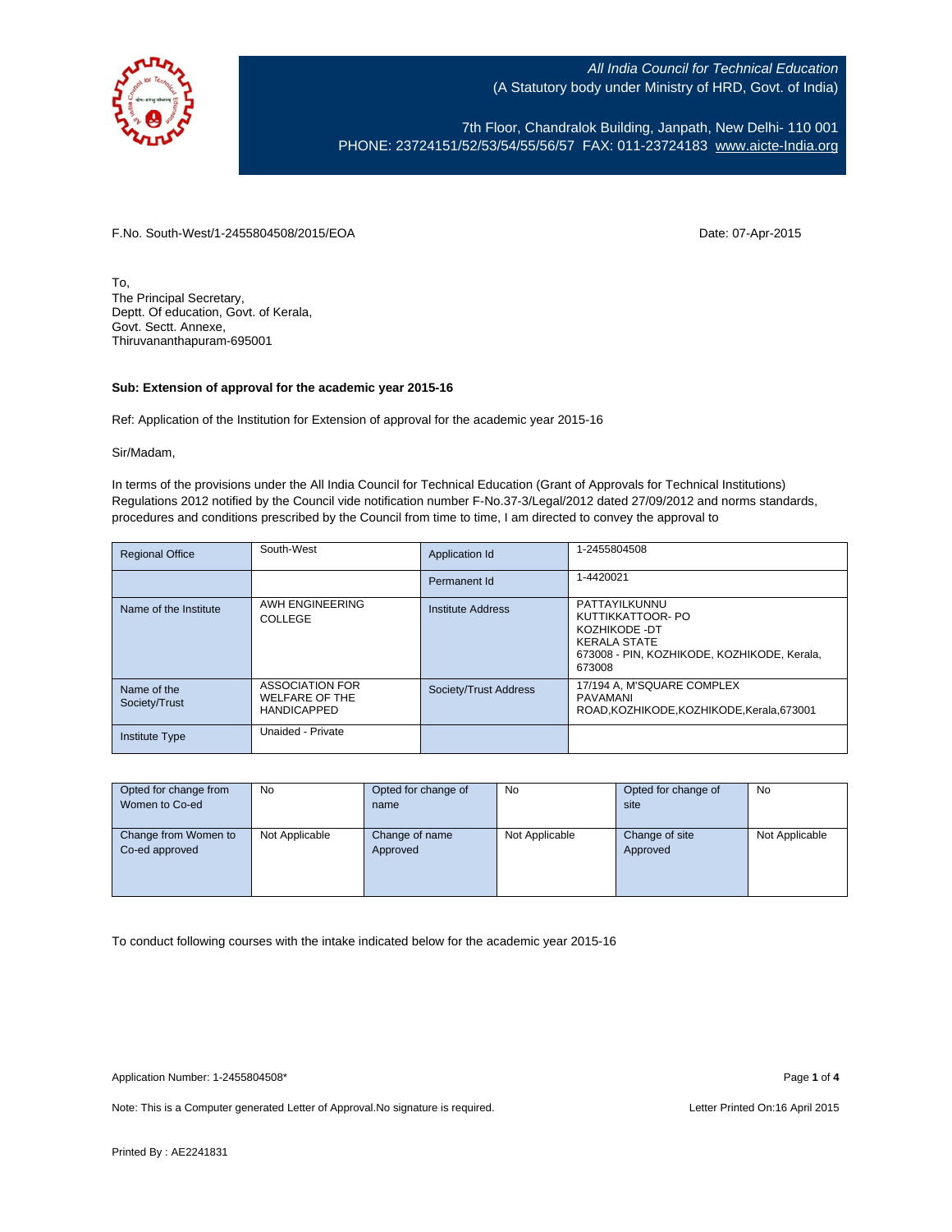All India Council for Technical Education
(A Statutory body under Ministry of HRD, Govt. of India)

7th Floor, Chandralok Building, Janpath, New Delhi- 110 001
PHONE: 23724151/52/53/54/55/56/57 FAX: 011-23724183 www.aicte-India.org

F.No. South-West/1-2455804508/2015/EOA

Date: 07-Apr-2015

To,
The Principal Secretary,
Deptt. Of education, Govt. of Kerala,
Govt. Sectt. Annexe,
Thiruvananthapuram-695001

**Sub: Extension of approval for the academic year 2015-16**

Ref: Application of the Institution for Extension of approval for the academic year 2015-16

Sir/Madam,

In terms of the provisions under the All India Council for Technical Education (Grant of Approvals for Technical Institutions) Regulations 2012 notified by the Council vide notification number F-No.37-3/Legal/2012 dated 27/09/2012 and norms standards, procedures and conditions prescribed by the Council from time to time, I am directed to convey the approval to

| Regional Office | South-West | Application Id | 1-2455804508 |
|---|---|---|---|
| | | Permanent Id | 1-4420021 |
| Name of the Institute | AWH ENGINEERING COLLEGE | Institute Address | PATTAYILKUNNU KUTTIKKATTOOR- PO KOZHIKODE -DT KERALA STATE 673008 - PIN, KOZHIKODE, KOZHIKODE, Kerala, 673008 |
| Name of the Society/Trust | ASSOCIATION FOR WELFARE OF THE HANDICAPPED | Society/Trust Address | 17/194 A, M'SQUARE COMPLEX PAVAMANI ROAD,KOZHIKODE,KOZHIKODE,Kerala,673001 |
| Institute Type | Unaided - Private | | |

| Opted for change from Women to Co-ed | No | Opted for change of name | No | Opted for change of site | No |
|---|---|---|---|---|---|
| Change from Women to Co-ed approved | Not Applicable | Change of name Approved | Not Applicable | Change of site Approved | Not Applicable |

To conduct following courses with the intake indicated below for the academic year 2015-16

Application Number: 1-2455804508*

Note: This is a Computer generated Letter of Approval.No signature is required.

Letter Printed On:16 April 2015

Printed By : AE2241831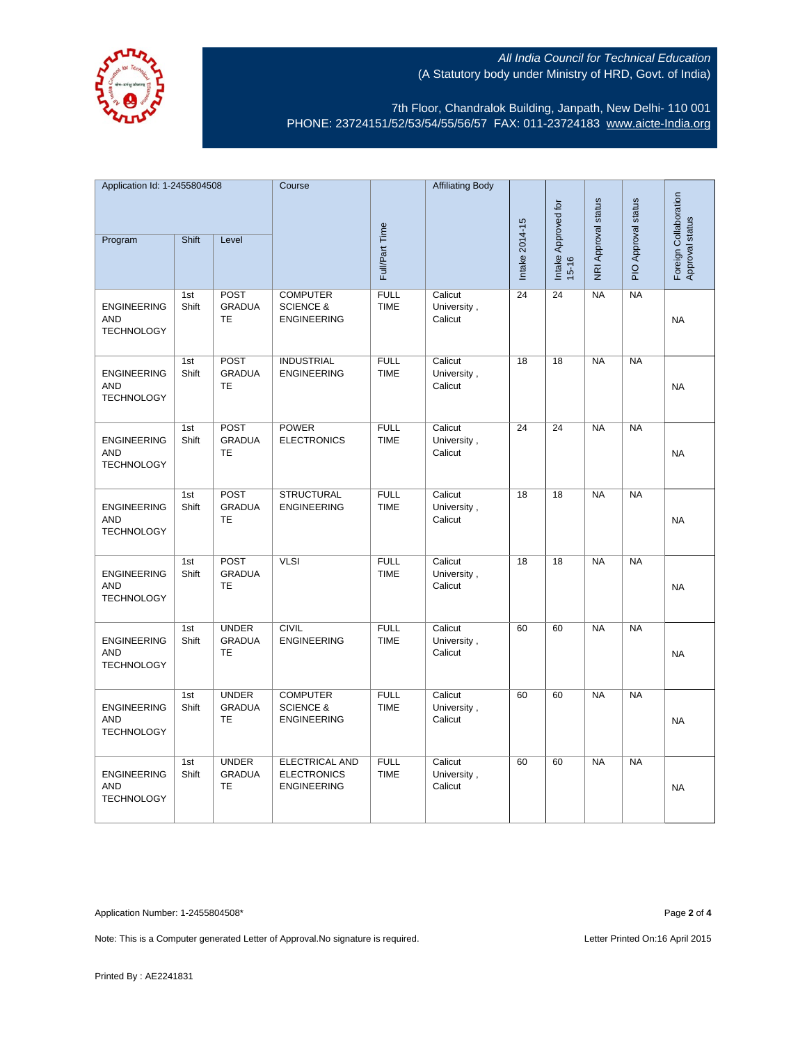All India Council for Technical Education
(A Statutory body under Ministry of HRD, Govt. of India)

7th Floor, Chandralok Building, Janpath, New Delhi- 110 001
PHONE: 23724151/52/53/54/55/56/57 FAX: 011-23724183 www.aicte-India.org

| Application Id: 1-2455804508 | | | Course | Full/Part Time | Affiliating Body | Intake 2014-15 | Intake Approved for 15-16 | NRI Approval status | PIO Approval status | Foreign Collaboration Approval status |
|---|---|---|---|---|---|---|---|---|---|---|
| Program | Shift | Level | | | | | | | | |
| ENGINEERING AND TECHNOLOGY | 1st Shift | POST GRADUATE | COMPUTER SCIENCE & ENGINEERING | FULL TIME | Calicut University , Calicut | 24 | 24 | NA | NA | NA |
| ENGINEERING AND TECHNOLOGY | 1st Shift | POST GRADUATE | INDUSTRIAL ENGINEERING | FULL TIME | Calicut University , Calicut | 18 | 18 | NA | NA | NA |
| ENGINEERING AND TECHNOLOGY | 1st Shift | POST GRADUATE | POWER ELECTRONICS | FULL TIME | Calicut University , Calicut | 24 | 24 | NA | NA | NA |
| ENGINEERING AND TECHNOLOGY | 1st Shift | POST GRADUATE | STRUCTURAL ENGINEERING | FULL TIME | Calicut University , Calicut | 18 | 18 | NA | NA | NA |
| ENGINEERING AND TECHNOLOGY | 1st Shift | POST GRADUATE | VLSI | FULL TIME | Calicut University , Calicut | 18 | 18 | NA | NA | NA |
| ENGINEERING AND TECHNOLOGY | 1st Shift | UNDER GRADUATE | CIVIL ENGINEERING | FULL TIME | Calicut University , Calicut | 60 | 60 | NA | NA | NA |
| ENGINEERING AND TECHNOLOGY | 1st Shift | UNDER GRADUATE | COMPUTER SCIENCE & ENGINEERING | FULL TIME | Calicut University , Calicut | 60 | 60 | NA | NA | NA |
| ENGINEERING AND TECHNOLOGY | 1st Shift | UNDER GRADUATE | ELECTRICAL AND ELECTRONICS ENGINEERING | FULL TIME | Calicut University , Calicut | 60 | 60 | NA | NA | NA |

Application Number: 1-2455804508*

Note: This is a Computer generated Letter of Approval.No signature is required.

Letter Printed On:16 April 2015

Printed By : AE2241831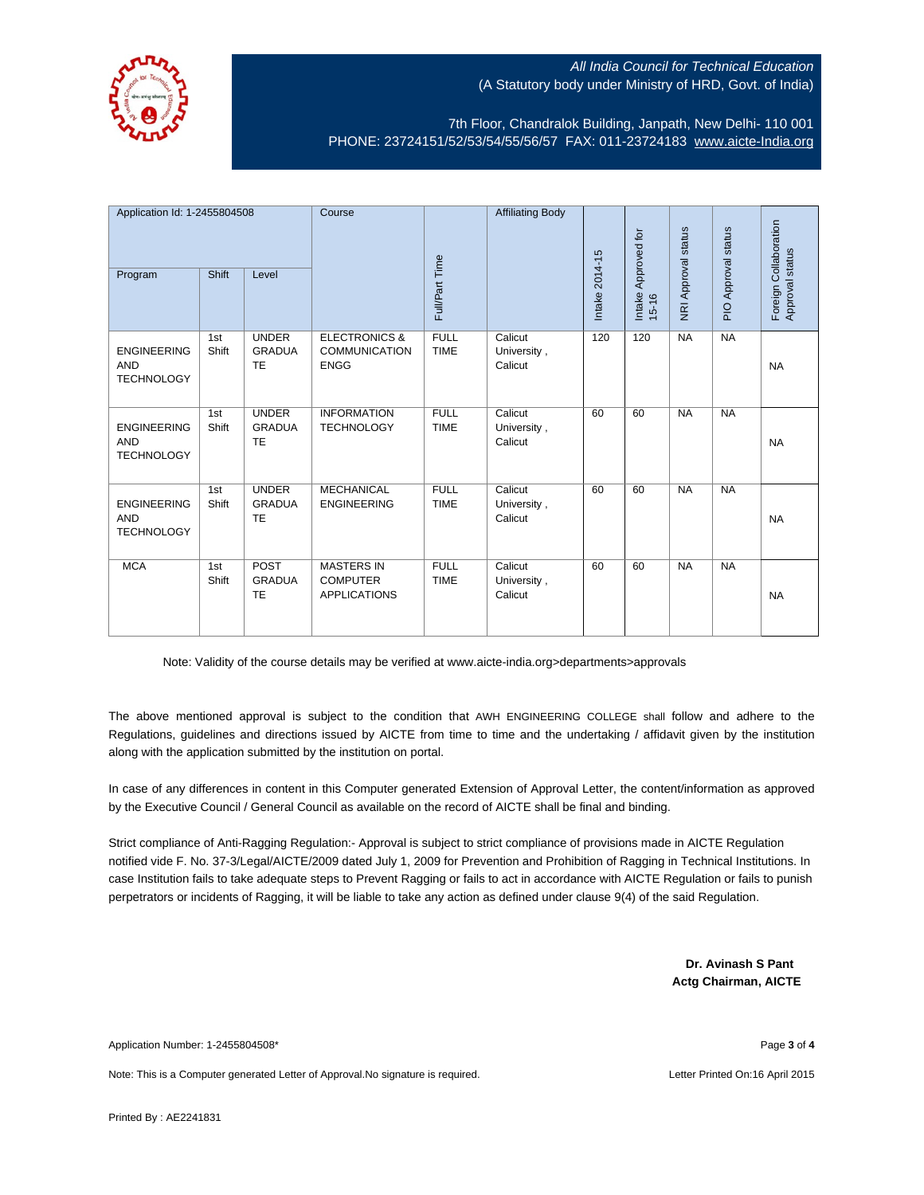All India Council for Technical Education
(A Statutory body under Ministry of HRD, Govt. of India)

7th Floor, Chandralok Building, Janpath, New Delhi- 110 001
PHONE: 23724151/52/53/54/55/56/57 FAX: 011-23724183 www.aicte-India.org

| Application Id: 1-2455804508 | | | Course | Full/Part Time | Affiliating Body | Intake 2014-15 | Intake Approved for 15-16 | NRI Approval status | PIO Approval status | Foreign Collaboration Approval status |
|---|---|---|---|---|---|---|---|---|---|---|
| Program | Shift | Level | | | | | | | | |
| ENGINEERING AND TECHNOLOGY | 1st Shift | UNDER GRADUATE | ELECTRONICS & COMMUNICATION ENGG | FULL TIME | Calicut University , Calicut | 120 | 120 | NA | NA | NA |
| ENGINEERING AND TECHNOLOGY | 1st Shift | UNDER GRADUATE | INFORMATION TECHNOLOGY | FULL TIME | Calicut University , Calicut | 60 | 60 | NA | NA | NA |
| ENGINEERING AND TECHNOLOGY | 1st Shift | UNDER GRADUATE | MECHANICAL ENGINEERING | FULL TIME | Calicut University , Calicut | 60 | 60 | NA | NA | NA |
| MCA | 1st Shift | POST GRADUATE | MASTERS IN COMPUTER APPLICATIONS | FULL TIME | Calicut University , Calicut | 60 | 60 | NA | NA | NA |

Note: Validity of the course details may be verified at www.aicte-india.org>departments>approvals

The above mentioned approval is subject to the condition that AWH ENGINEERING COLLEGE shall follow and adhere to the Regulations, guidelines and directions issued by AICTE from time to time and the undertaking / affidavit given by the institution along with the application submitted by the institution on portal.

In case of any differences in content in this Computer generated Extension of Approval Letter, the content/information as approved by the Executive Council / General Council as available on the record of AICTE shall be final and binding.

Strict compliance of Anti-Ragging Regulation:- Approval is subject to strict compliance of provisions made in AICTE Regulation notified vide F. No. 37-3/Legal/AICTE/2009 dated July 1, 2009 for Prevention and Prohibition of Ragging in Technical Institutions. In case Institution fails to take adequate steps to Prevent Ragging or fails to act in accordance with AICTE Regulation or fails to punish perpetrators or incidents of Ragging, it will be liable to take any action as defined under clause 9(4) of the said Regulation.

**Dr. Avinash S Pant**
**Actg Chairman, AICTE**

Application Number: 1-2455804508*

Note: This is a Computer generated Letter of Approval.No signature is required.

Letter Printed On:16 April 2015

Printed By : AE2241831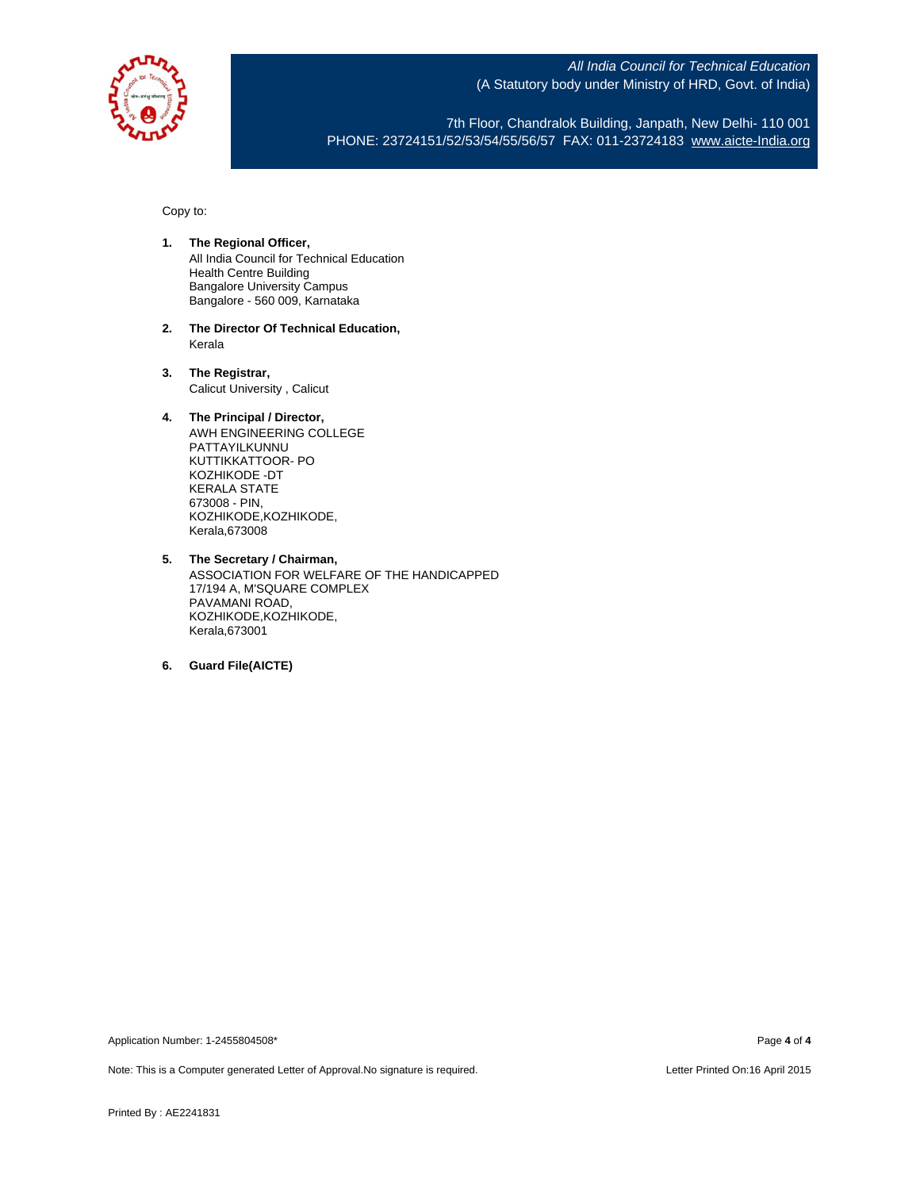Copy to:

1. **The Regional Officer,**
   All India Council for Technical Education
   Health Centre Building
   Bangalore University Campus
   Bangalore - 560 009, Karnataka

2. **The Director Of Technical Education,**
   Kerala

3. **The Registrar,**
   Calicut University , Calicut

4. **The Principal / Director,**
   AWH ENGINEERING COLLEGE
   PATTAYILKUNNU
   KUTTIKKATTOOR- PO
   KOZHIKODE -DT
   KERALA STATE
   673008 - PIN,
   KOZHIKODE,KOZHIKODE,
   Kerala,673008

5. **The Secretary / Chairman,**
   ASSOCIATION FOR WELFARE OF THE HANDICAPPED
   17/194 A, M'SQUARE COMPLEX
   PAVAMANI ROAD,
   KOZHIKODE,KOZHIKODE,
   Kerala,673001

6. **Guard File(AICTE)**

Application Number: 1-2455804508*

Note: This is a Computer generated Letter of Approval.No signature is required.

Letter Printed On:16 April 2015

Printed By : AE2241831